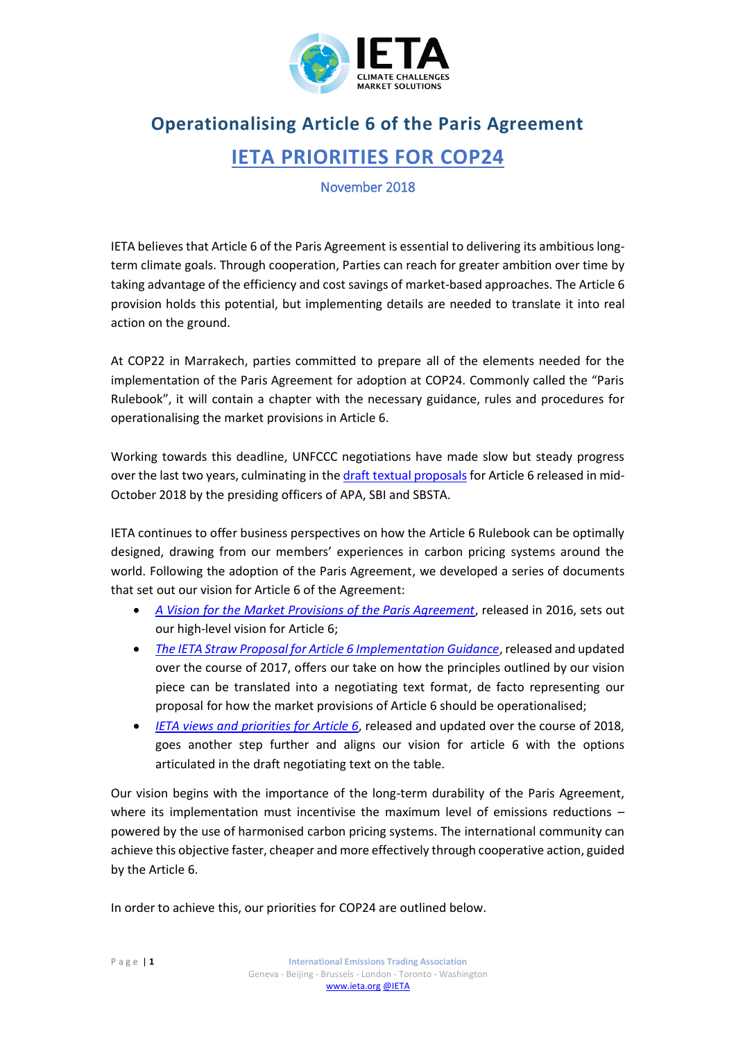# Operationalising Article 6 of the Paris Agreement

## IETA PRIORITIES FOR COP24

November 2018

IETA believes that Article 6 of the Paris Agreement is essential to delivering its ambitious long-term climate goals. Through cooperation, Parties can reach for greater ambition over time by taking advantage of the efficiency and cost savings of market-based approaches. The Article 6 provision holds this potential, but implementing details are needed to translate it into real action on the ground.

At COP22 in Marrakech, parties committed to prepare all of the elements needed for the implementation of the Paris Agreement for adoption at COP24. Commonly called the "Paris Rulebook", it will contain a chapter with the necessary guidance, rules and procedures for operationalising the market provisions in Article 6.

Working towards this deadline, UNFCCC negotiations have made slow but steady progress over the last two years, culminating in the draft textual proposals for Article 6 released in mid-October 2018 by the presiding officers of APA, SBI and SBSTA.

IETA continues to offer business perspectives on how the Article 6 Rulebook can be optimally designed, drawing from our members' experiences in carbon pricing systems around the world. Following the adoption of the Paris Agreement, we developed a series of documents that set out our vision for Article 6 of the Agreement:

- *A Vision for the Market Provisions of the Paris Agreement*, released in 2016, sets out our high-level vision for Article 6;
- *The IETA Straw Proposal for Article 6 Implementation Guidance*, released and updated over the course of 2017, offers our take on how the principles outlined by our vision piece can be translated into a negotiating text format, de facto representing our proposal for how the market provisions of Article 6 should be operationalised;
- *IETA views and priorities for Article 6*, released and updated over the course of 2018, goes another step further and aligns our vision for article 6 with the options articulated in the draft negotiating text on the table.

Our vision begins with the importance of the long-term durability of the Paris Agreement, where its implementation must incentivise the maximum level of emissions reductions – powered by the use of harmonised carbon pricing systems. The international community can achieve this objective faster, cheaper and more effectively through cooperative action, guided by the Article 6.

In order to achieve this, our priorities for COP24 are outlined below.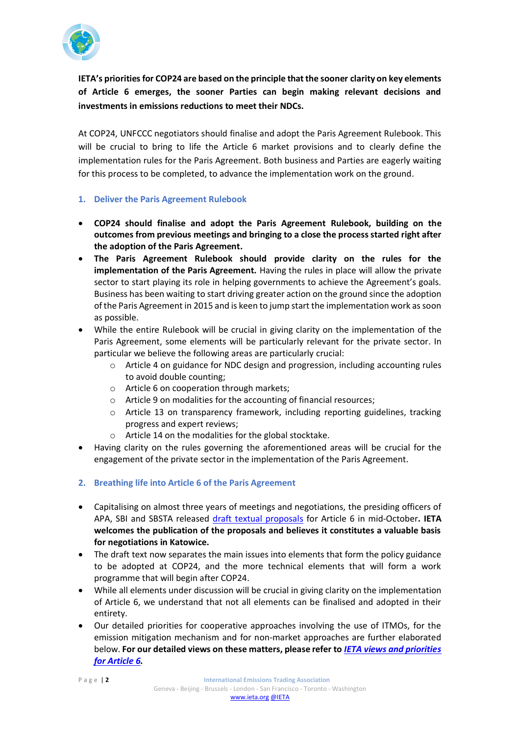**IETA's priorities for COP24 are based on the principle that the sooner clarity on key elements of Article 6 emerges, the sooner Parties can begin making relevant decisions and investments in emissions reductions to meet their NDCs.**

At COP24, UNFCCC negotiators should finalise and adopt the Paris Agreement Rulebook. This will be crucial to bring to life the Article 6 market provisions and to clearly define the implementation rules for the Paris Agreement. Both business and Parties are eagerly waiting for this process to be completed, to advance the implementation work on the ground.

## 1. Deliver the Paris Agreement Rulebook

- **COP24 should finalise and adopt the Paris Agreement Rulebook, building on the outcomes from previous meetings and bringing to a close the process started right after the adoption of the Paris Agreement.**
- **The Paris Agreement Rulebook should provide clarity on the rules for the implementation of the Paris Agreement.** Having the rules in place will allow the private sector to start playing its role in helping governments to achieve the Agreement's goals. Business has been waiting to start driving greater action on the ground since the adoption of the Paris Agreement in 2015 and is keen to jump start the implementation work as soon as possible.
- While the entire Rulebook will be crucial in giving clarity on the implementation of the Paris Agreement, some elements will be particularly relevant for the private sector. In particular we believe the following areas are particularly crucial:
  - Article 4 on guidance for NDC design and progression, including accounting rules to avoid double counting;
  - Article 6 on cooperation through markets;
  - Article 9 on modalities for the accounting of financial resources;
  - Article 13 on transparency framework, including reporting guidelines, tracking progress and expert reviews;
  - Article 14 on the modalities for the global stocktake.
- Having clarity on the rules governing the aforementioned areas will be crucial for the engagement of the private sector in the implementation of the Paris Agreement.

## 2. Breathing life into Article 6 of the Paris Agreement

- Capitalising on almost three years of meetings and negotiations, the presiding officers of APA, SBI and SBSTA released draft textual proposals for Article 6 in mid-October**. IETA welcomes the publication of the proposals and believes it constitutes a valuable basis for negotiations in Katowice.**
- The draft text now separates the main issues into elements that form the policy guidance to be adopted at COP24, and the more technical elements that will form a work programme that will begin after COP24.
- While all elements under discussion will be crucial in giving clarity on the implementation of Article 6, we understand that not all elements can be finalised and adopted in their entirety.
- Our detailed priorities for cooperative approaches involving the use of ITMOs, for the emission mitigation mechanism and for non-market approaches are further elaborated below. **For our detailed views on these matters, please refer to *IETA views and priorities for Article 6*.**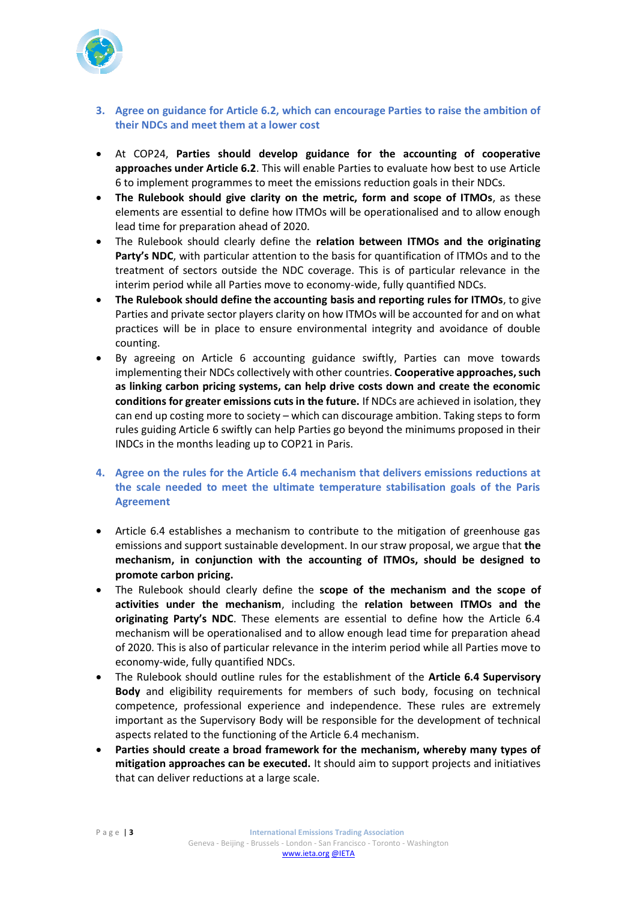### 3. Agree on guidance for Article 6.2, which can encourage Parties to raise the ambition of their NDCs and meet them at a lower cost

- At COP24, **Parties should develop guidance for the accounting of cooperative approaches under Article 6.2**. This will enable Parties to evaluate how best to use Article 6 to implement programmes to meet the emissions reduction goals in their NDCs.
- **The Rulebook should give clarity on the metric, form and scope of ITMOs**, as these elements are essential to define how ITMOs will be operationalised and to allow enough lead time for preparation ahead of 2020.
- The Rulebook should clearly define the **relation between ITMOs and the originating Party's NDC**, with particular attention to the basis for quantification of ITMOs and to the treatment of sectors outside the NDC coverage. This is of particular relevance in the interim period while all Parties move to economy-wide, fully quantified NDCs.
- **The Rulebook should define the accounting basis and reporting rules for ITMOs**, to give Parties and private sector players clarity on how ITMOs will be accounted for and on what practices will be in place to ensure environmental integrity and avoidance of double counting.
- By agreeing on Article 6 accounting guidance swiftly, Parties can move towards implementing their NDCs collectively with other countries. **Cooperative approaches, such as linking carbon pricing systems, can help drive costs down and create the economic conditions for greater emissions cuts in the future.** If NDCs are achieved in isolation, they can end up costing more to society – which can discourage ambition. Taking steps to form rules guiding Article 6 swiftly can help Parties go beyond the minimums proposed in their INDCs in the months leading up to COP21 in Paris.

### 4. Agree on the rules for the Article 6.4 mechanism that delivers emissions reductions at the scale needed to meet the ultimate temperature stabilisation goals of the Paris Agreement

- Article 6.4 establishes a mechanism to contribute to the mitigation of greenhouse gas emissions and support sustainable development. In our straw proposal, we argue that **the mechanism, in conjunction with the accounting of ITMOs, should be designed to promote carbon pricing.**
- The Rulebook should clearly define the **scope of the mechanism and the scope of activities under the mechanism**, including the **relation between ITMOs and the originating Party's NDC**. These elements are essential to define how the Article 6.4 mechanism will be operationalised and to allow enough lead time for preparation ahead of 2020. This is also of particular relevance in the interim period while all Parties move to economy-wide, fully quantified NDCs.
- The Rulebook should outline rules for the establishment of the **Article 6.4 Supervisory Body** and eligibility requirements for members of such body, focusing on technical competence, professional experience and independence. These rules are extremely important as the Supervisory Body will be responsible for the development of technical aspects related to the functioning of the Article 6.4 mechanism.
- **Parties should create a broad framework for the mechanism, whereby many types of mitigation approaches can be executed.** It should aim to support projects and initiatives that can deliver reductions at a large scale.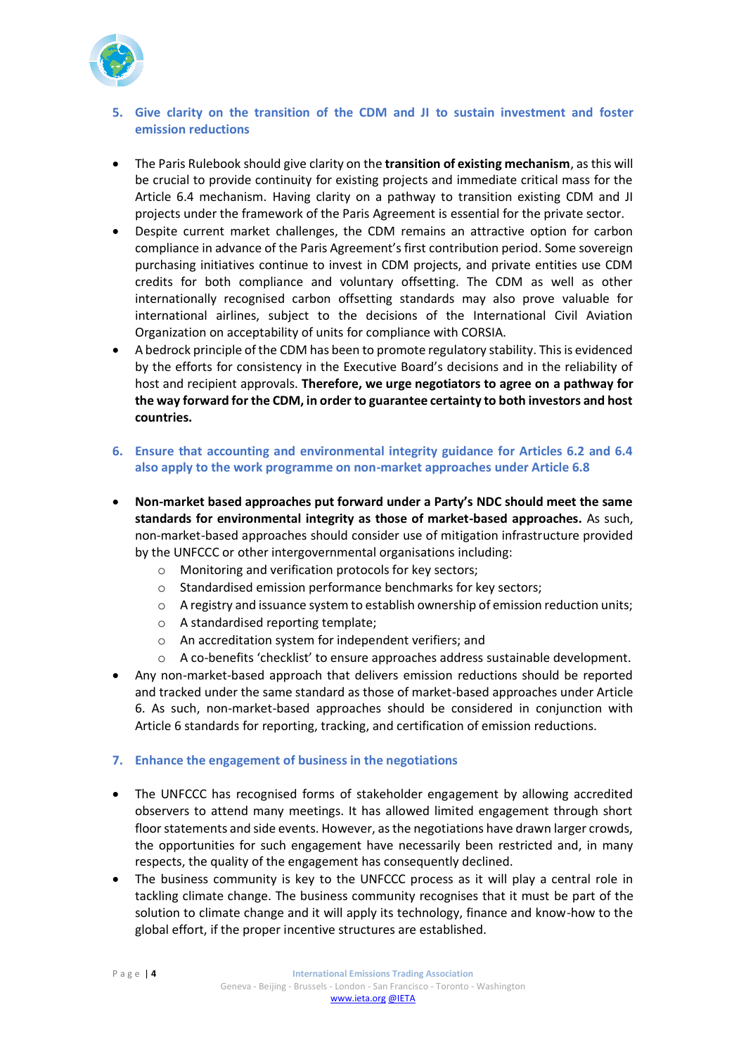## 5. Give clarity on the transition of the CDM and JI to sustain investment and foster emission reductions

- The Paris Rulebook should give clarity on the **transition of existing mechanism**, as this will be crucial to provide continuity for existing projects and immediate critical mass for the Article 6.4 mechanism. Having clarity on a pathway to transition existing CDM and JI projects under the framework of the Paris Agreement is essential for the private sector.
- Despite current market challenges, the CDM remains an attractive option for carbon compliance in advance of the Paris Agreement's first contribution period. Some sovereign purchasing initiatives continue to invest in CDM projects, and private entities use CDM credits for both compliance and voluntary offsetting. The CDM as well as other internationally recognised carbon offsetting standards may also prove valuable for international airlines, subject to the decisions of the International Civil Aviation Organization on acceptability of units for compliance with CORSIA.
- A bedrock principle of the CDM has been to promote regulatory stability. This is evidenced by the efforts for consistency in the Executive Board's decisions and in the reliability of host and recipient approvals. **Therefore, we urge negotiators to agree on a pathway for the way forward for the CDM, in order to guarantee certainty to both investors and host countries.**

## 6. Ensure that accounting and environmental integrity guidance for Articles 6.2 and 6.4 also apply to the work programme on non-market approaches under Article 6.8

- **Non-market based approaches put forward under a Party's NDC should meet the same standards for environmental integrity as those of market-based approaches.** As such, non-market-based approaches should consider use of mitigation infrastructure provided by the UNFCCC or other intergovernmental organisations including:
    - Monitoring and verification protocols for key sectors;
    - Standardised emission performance benchmarks for key sectors;
    - A registry and issuance system to establish ownership of emission reduction units;
    - A standardised reporting template;
    - An accreditation system for independent verifiers; and
    - A co-benefits 'checklist' to ensure approaches address sustainable development.
- Any non-market-based approach that delivers emission reductions should be reported and tracked under the same standard as those of market-based approaches under Article 6. As such, non-market-based approaches should be considered in conjunction with Article 6 standards for reporting, tracking, and certification of emission reductions.

## 7. Enhance the engagement of business in the negotiations

- The UNFCCC has recognised forms of stakeholder engagement by allowing accredited observers to attend many meetings. It has allowed limited engagement through short floor statements and side events. However, as the negotiations have drawn larger crowds, the opportunities for such engagement have necessarily been restricted and, in many respects, the quality of the engagement has consequently declined.
- The business community is key to the UNFCCC process as it will play a central role in tackling climate change. The business community recognises that it must be part of the solution to climate change and it will apply its technology, finance and know-how to the global effort, if the proper incentive structures are established.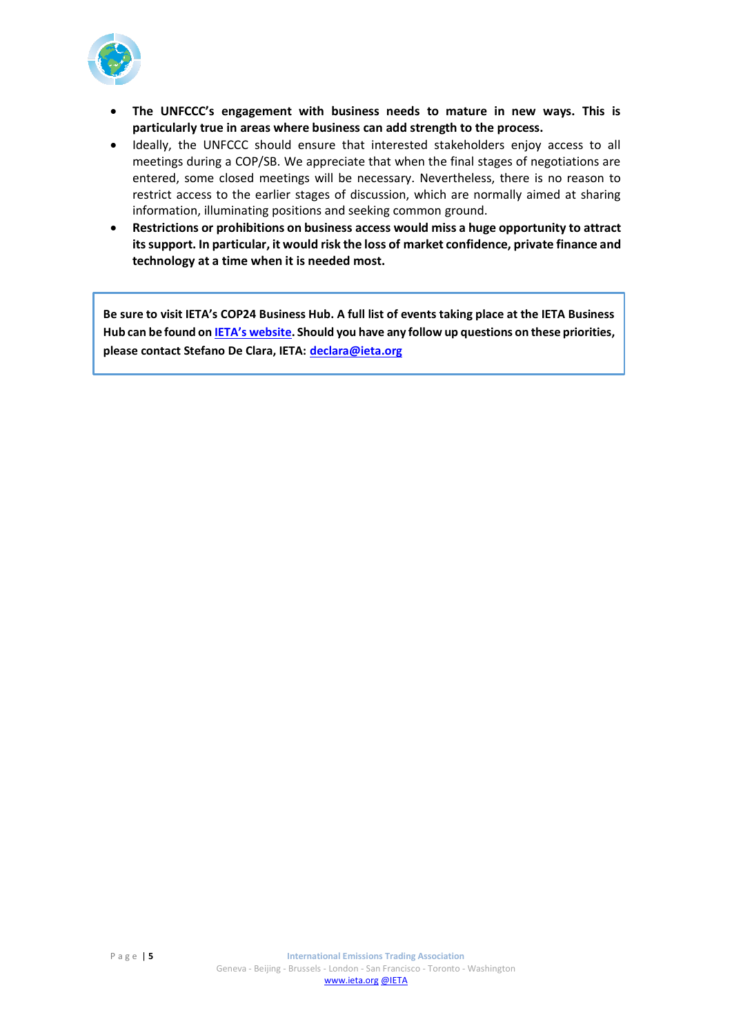- **The UNFCCC's engagement with business needs to mature in new ways. This is particularly true in areas where business can add strength to the process.**
- Ideally, the UNFCCC should ensure that interested stakeholders enjoy access to all meetings during a COP/SB. We appreciate that when the final stages of negotiations are entered, some closed meetings will be necessary. Nevertheless, there is no reason to restrict access to the earlier stages of discussion, which are normally aimed at sharing information, illuminating positions and seeking common ground.
- **Restrictions or prohibitions on business access would miss a huge opportunity to attract its support. In particular, it would risk the loss of market confidence, private finance and technology at a time when it is needed most.**

**Be sure to visit IETA's COP24 Business Hub. A full list of events taking place at the IETA Business Hub can be found on IETA's website. Should you have any follow up questions on these priorities, please contact Stefano De Clara, IETA: declara@ieta.org**